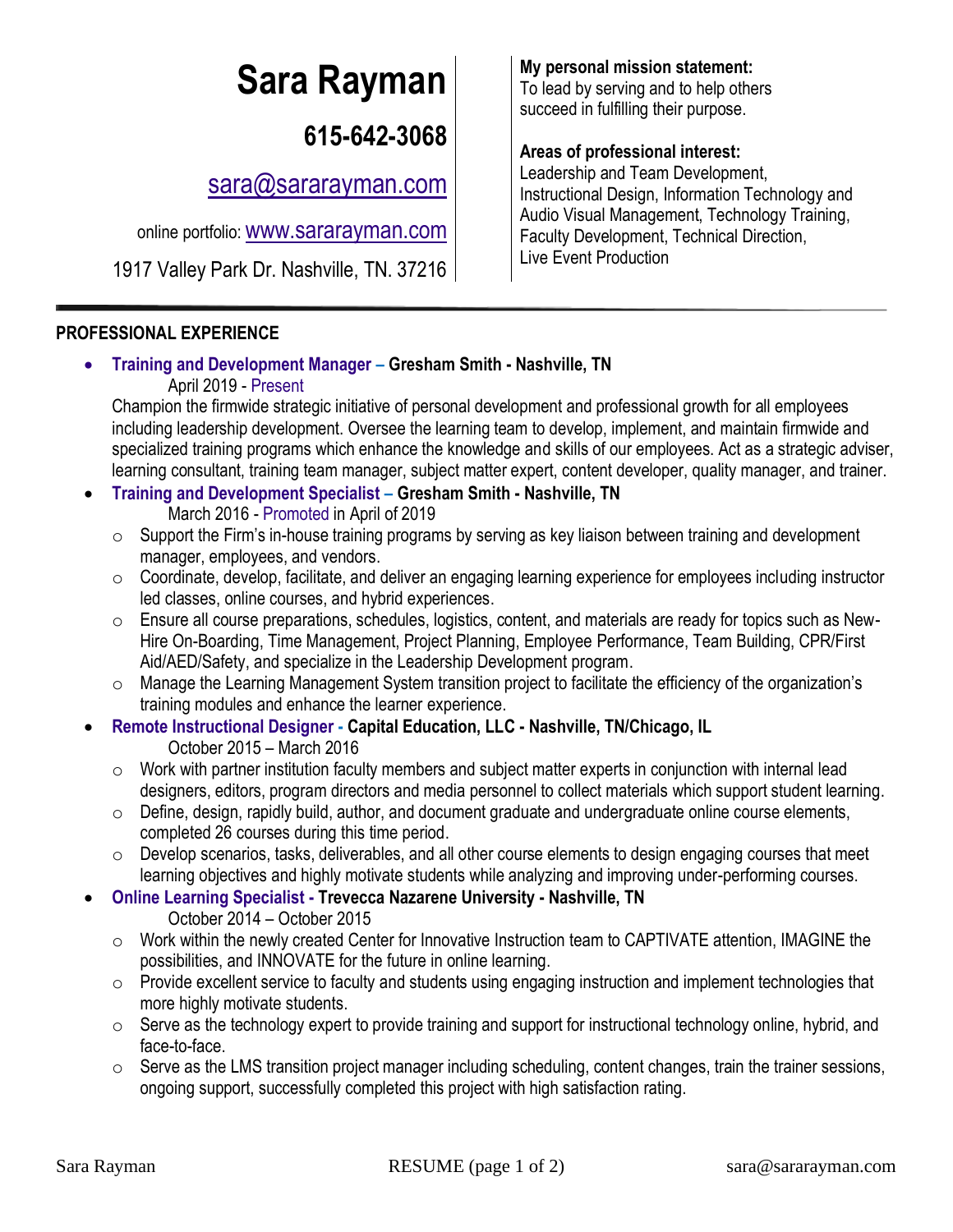# Sara Rayman

**615-642-3068**

sara@sararayman.com

online portfolio: www.sararayman.com

1917 Valley Park Dr. Nashville, TN. 37216

**My personal mission statement:**
To lead by serving and to help others succeed in fulfilling their purpose.

**Areas of professional interest:**
Leadership and Team Development, Instructional Design, Information Technology and Audio Visual Management, Technology Training, Faculty Development, Technical Direction, Live Event Production

## PROFESSIONAL EXPERIENCE

- **Training and Development Manager – Gresham Smith - Nashville, TN**
  April 2019 - Present
  Champion the firmwide strategic initiative of personal development and professional growth for all employees including leadership development. Oversee the learning team to develop, implement, and maintain firmwide and specialized training programs which enhance the knowledge and skills of our employees. Act as a strategic adviser, learning consultant, training team manager, subject matter expert, content developer, quality manager, and trainer.
- **Training and Development Specialist – Gresham Smith - Nashville, TN**
  March 2016 - Promoted in April of 2019
  - Support the Firm's in-house training programs by serving as key liaison between training and development manager, employees, and vendors.
  - Coordinate, develop, facilitate, and deliver an engaging learning experience for employees including instructor led classes, online courses, and hybrid experiences.
  - Ensure all course preparations, schedules, logistics, content, and materials are ready for topics such as New-Hire On-Boarding, Time Management, Project Planning, Employee Performance, Team Building, CPR/First Aid/AED/Safety, and specialize in the Leadership Development program.
  - Manage the Learning Management System transition project to facilitate the efficiency of the organization's training modules and enhance the learner experience.
- **Remote Instructional Designer - Capital Education, LLC - Nashville, TN/Chicago, IL**
  October 2015 – March 2016
  - Work with partner institution faculty members and subject matter experts in conjunction with internal lead designers, editors, program directors and media personnel to collect materials which support student learning.
  - Define, design, rapidly build, author, and document graduate and undergraduate online course elements, completed 26 courses during this time period.
  - Develop scenarios, tasks, deliverables, and all other course elements to design engaging courses that meet learning objectives and highly motivate students while analyzing and improving under-performing courses.
- **Online Learning Specialist - Trevecca Nazarene University - Nashville, TN**
  October 2014 – October 2015
  - Work within the newly created Center for Innovative Instruction team to CAPTIVATE attention, IMAGINE the possibilities, and INNOVATE for the future in online learning.
  - Provide excellent service to faculty and students using engaging instruction and implement technologies that more highly motivate students.
  - Serve as the technology expert to provide training and support for instructional technology online, hybrid, and face-to-face.
  - Serve as the LMS transition project manager including scheduling, content changes, train the trainer sessions, ongoing support, successfully completed this project with high satisfaction rating.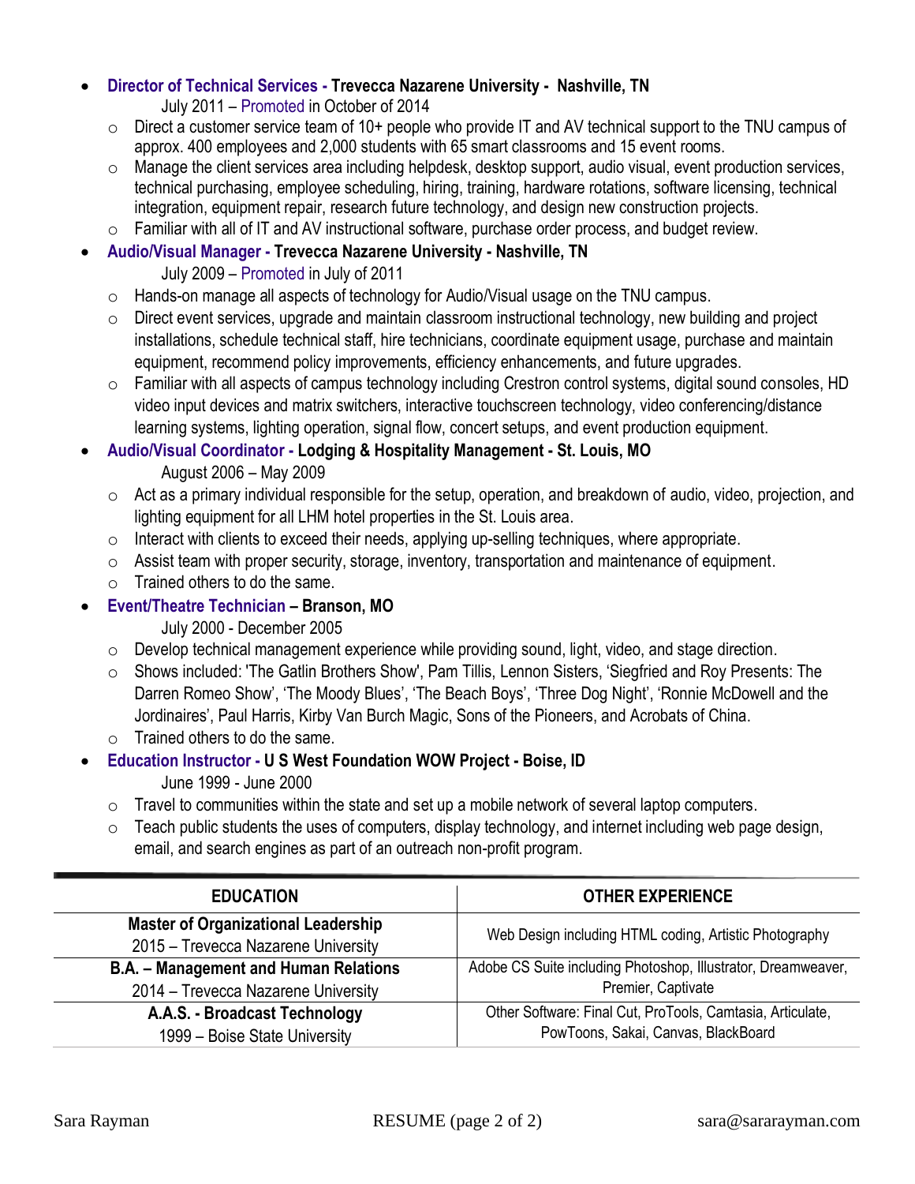- **Director of Technical Services - Trevecca Nazarene University - Nashville, TN**
  July 2011 – Promoted in October of 2014
  - Direct a customer service team of 10+ people who provide IT and AV technical support to the TNU campus of approx. 400 employees and 2,000 students with 65 smart classrooms and 15 event rooms.
  - Manage the client services area including helpdesk, desktop support, audio visual, event production services, technical purchasing, employee scheduling, hiring, training, hardware rotations, software licensing, technical integration, equipment repair, research future technology, and design new construction projects.
  - Familiar with all of IT and AV instructional software, purchase order process, and budget review.
- **Audio/Visual Manager - Trevecca Nazarene University - Nashville, TN**
  July 2009 – Promoted in July of 2011
  - Hands-on manage all aspects of technology for Audio/Visual usage on the TNU campus.
  - Direct event services, upgrade and maintain classroom instructional technology, new building and project installations, schedule technical staff, hire technicians, coordinate equipment usage, purchase and maintain equipment, recommend policy improvements, efficiency enhancements, and future upgrades.
  - Familiar with all aspects of campus technology including Crestron control systems, digital sound consoles, HD video input devices and matrix switchers, interactive touchscreen technology, video conferencing/distance learning systems, lighting operation, signal flow, concert setups, and event production equipment.
- **Audio/Visual Coordinator - Lodging & Hospitality Management - St. Louis, MO**
  August 2006 – May 2009
  - Act as a primary individual responsible for the setup, operation, and breakdown of audio, video, projection, and lighting equipment for all LHM hotel properties in the St. Louis area.
  - Interact with clients to exceed their needs, applying up-selling techniques, where appropriate.
  - Assist team with proper security, storage, inventory, transportation and maintenance of equipment.
  - Trained others to do the same.
- **Event/Theatre Technician – Branson, MO**
  July 2000 - December 2005
  - Develop technical management experience while providing sound, light, video, and stage direction.
  - Shows included: 'The Gatlin Brothers Show', Pam Tillis, Lennon Sisters, 'Siegfried and Roy Presents: The Darren Romeo Show', 'The Moody Blues', 'The Beach Boys', 'Three Dog Night', 'Ronnie McDowell and the Jordinaires', Paul Harris, Kirby Van Burch Magic, Sons of the Pioneers, and Acrobats of China.
  - Trained others to do the same.
- **Education Instructor - U S West Foundation WOW Project - Boise, ID**
  June 1999 - June 2000
  - Travel to communities within the state and set up a mobile network of several laptop computers.
  - Teach public students the uses of computers, display technology, and internet including web page design, email, and search engines as part of an outreach non-profit program.

| EDUCATION | OTHER EXPERIENCE |
|---|---|
| **Master of Organizational Leadership**<br>2015 – Trevecca Nazarene University | Web Design including HTML coding, Artistic Photography |
| **B.A. – Management and Human Relations**<br>2014 – Trevecca Nazarene University | Adobe CS Suite including Photoshop, Illustrator, Dreamweaver, Premier, Captivate |
| **A.A.S. - Broadcast Technology**<br>1999 – Boise State University | Other Software: Final Cut, ProTools, Camtasia, Articulate, PowToons, Sakai, Canvas, BlackBoard |